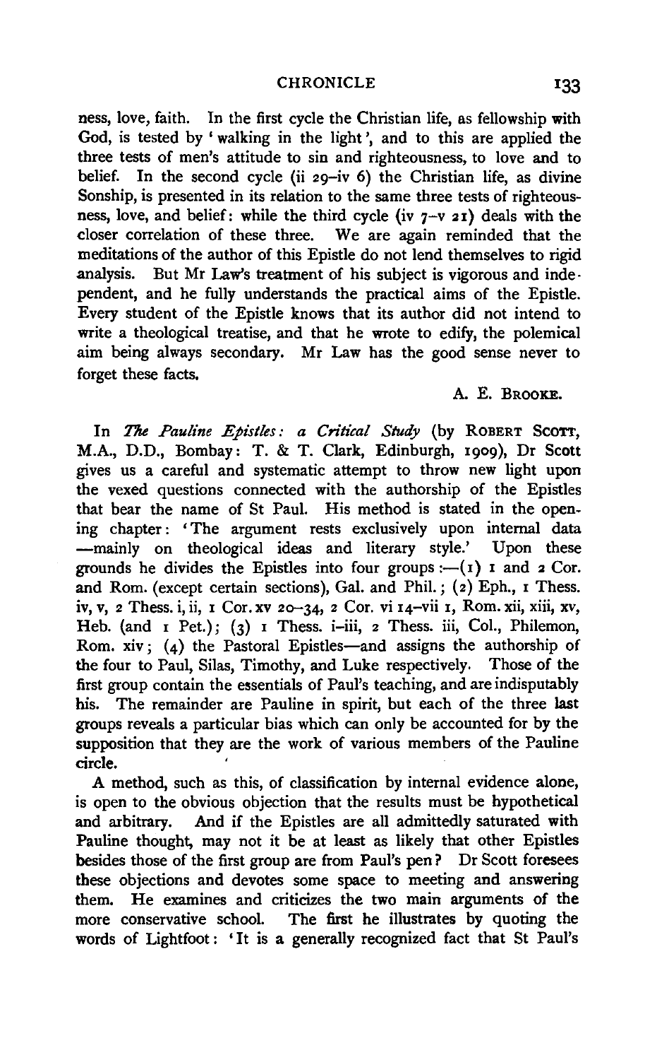ness, love, faith. In the first cycle the Christian life, as fellowship with God, is tested by 'walking in the light', and to this are applied the three tests of men's attitude to sin and righteousness, to love and to belief. In the second cycle (ii 29–iv 6) the Christian life, as divine Sonship, is presented in its relation to the same three tests of righteousness, love, and belief: while the third cycle (iv 7–v 21) deals with the closer correlation of these three. We are again reminded that the meditations of the author of this Epistle do not lend themselves to rigid analysis. But Mr Law's treatment of his subject is vigorous and independent, and he fully understands the practical aims of the Epistle. Every student of the Epistle knows that its author did not intend to write a theological treatise, and that he wrote to edify, the polemical aim being always secondary. Mr Law has the good sense never to forget these facts.

A. E. BROOKE.

In *The Pauline Epistles: a Critical Study* (by ROBERT SCOTT, M.A., D.D., Bombay: T. & T. Clark, Edinburgh, 1909), Dr Scott gives us a careful and systematic attempt to throw new light upon the vexed questions connected with the authorship of the Epistles that bear the name of St Paul. His method is stated in the opening chapter: 'The argument rests exclusively upon internal data—mainly on theological ideas and literary style.' Upon these grounds he divides the Epistles into four groups:—(1) 1 and 2 Cor. and Rom. (except certain sections), Gal. and Phil.; (2) Eph., 1 Thess. iv, v, 2 Thess. i, ii, 1 Cor. xv 20–34, 2 Cor. vi 14–vii 1, Rom. xii, xiii, xv, Heb. (and 1 Pet.); (3) 1 Thess. i–iii, 2 Thess. iii, Col., Philemon, Rom. xiv; (4) the Pastoral Epistles—and assigns the authorship of the four to Paul, Silas, Timothy, and Luke respectively. Those of the first group contain the essentials of Paul's teaching, and are indisputably his. The remainder are Pauline in spirit, but each of the three last groups reveals a particular bias which can only be accounted for by the supposition that they are the work of various members of the Pauline circle.

A method, such as this, of classification by internal evidence alone, is open to the obvious objection that the results must be hypothetical and arbitrary. And if the Epistles are all admittedly saturated with Pauline thought, may not it be at least as likely that other Epistles besides those of the first group are from Paul's pen? Dr Scott foresees these objections and devotes some space to meeting and answering them. He examines and criticizes the two main arguments of the more conservative school. The first he illustrates by quoting the words of Lightfoot: 'It is a generally recognized fact that St Paul's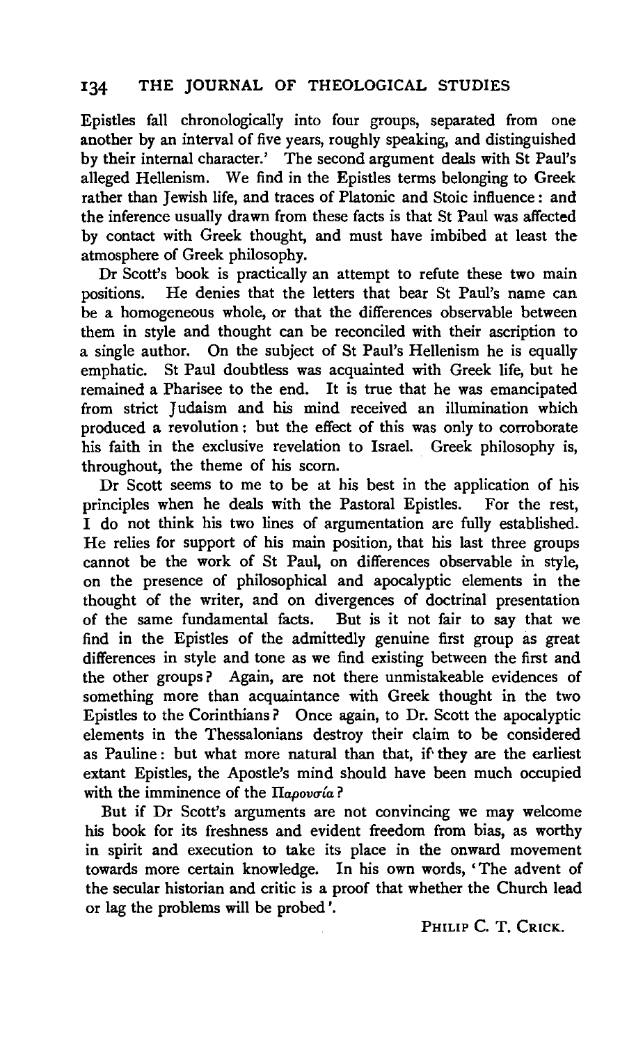Epistles fall chronologically into four groups, separated from one another by an interval of five years, roughly speaking, and distinguished by their internal character.' The second argument deals with St Paul's alleged Hellenism. We find in the Epistles terms belonging to Greek rather than Jewish life, and traces of Platonic and Stoic influence: and the inference usually drawn from these facts is that St Paul was affected by contact with Greek thought, and must have imbibed at least the atmosphere of Greek philosophy.

Dr Scott's book is practically an attempt to refute these two main positions. He denies that the letters that bear St Paul's name can be a homogeneous whole, or that the differences observable between them in style and thought can be reconciled with their ascription to a single author. On the subject of St Paul's Hellenism he is equally emphatic. St Paul doubtless was acquainted with Greek life, but he remained a Pharisee to the end. It is true that he was emancipated from strict Judaism and his mind received an illumination which produced a revolution: but the effect of this was only to corroborate his faith in the exclusive revelation to Israel. Greek philosophy is, throughout, the theme of his scorn.

Dr Scott seems to me to be at his best in the application of his principles when he deals with the Pastoral Epistles. For the rest, I do not think his two lines of argumentation are fully established. He relies for support of his main position, that his last three groups cannot be the work of St Paul, on differences observable in style, on the presence of philosophical and apocalyptic elements in the thought of the writer, and on divergences of doctrinal presentation of the same fundamental facts. But is it not fair to say that we find in the Epistles of the admittedly genuine first group as great differences in style and tone as we find existing between the first and the other groups? Again, are not there unmistakeable evidences of something more than acquaintance with Greek thought in the two Epistles to the Corinthians? Once again, to Dr. Scott the apocalyptic elements in the Thessalonians destroy their claim to be considered as Pauline: but what more natural than that, if they are the earliest extant Epistles, the Apostle's mind should have been much occupied with the imminence of the Παρουσία?

But if Dr Scott's arguments are not convincing we may welcome his book for its freshness and evident freedom from bias, as worthy in spirit and execution to take its place in the onward movement towards more certain knowledge. In his own words, 'The advent of the secular historian and critic is a proof that whether the Church lead or lag the problems will be probed'.

PHILIP C. T. CRICK.